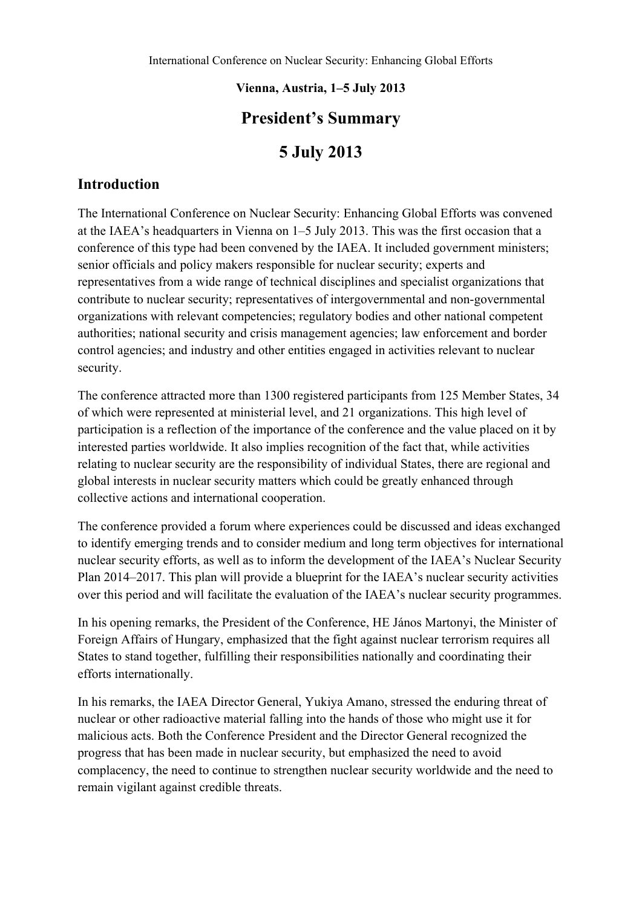International Conference on Nuclear Security: Enhancing Global Efforts

**Vienna, Austria, 1–5 July 2013**

# President's Summary

# 5 July 2013

## Introduction

The International Conference on Nuclear Security: Enhancing Global Efforts was convened at the IAEA's headquarters in Vienna on 1–5 July 2013. This was the first occasion that a conference of this type had been convened by the IAEA. It included government ministers; senior officials and policy makers responsible for nuclear security; experts and representatives from a wide range of technical disciplines and specialist organizations that contribute to nuclear security; representatives of intergovernmental and non-governmental organizations with relevant competencies; regulatory bodies and other national competent authorities; national security and crisis management agencies; law enforcement and border control agencies; and industry and other entities engaged in activities relevant to nuclear security.

The conference attracted more than 1300 registered participants from 125 Member States, 34 of which were represented at ministerial level, and 21 organizations. This high level of participation is a reflection of the importance of the conference and the value placed on it by interested parties worldwide. It also implies recognition of the fact that, while activities relating to nuclear security are the responsibility of individual States, there are regional and global interests in nuclear security matters which could be greatly enhanced through collective actions and international cooperation.

The conference provided a forum where experiences could be discussed and ideas exchanged to identify emerging trends and to consider medium and long term objectives for international nuclear security efforts, as well as to inform the development of the IAEA's Nuclear Security Plan 2014–2017. This plan will provide a blueprint for the IAEA's nuclear security activities over this period and will facilitate the evaluation of the IAEA's nuclear security programmes.

In his opening remarks, the President of the Conference, HE János Martonyi, the Minister of Foreign Affairs of Hungary, emphasized that the fight against nuclear terrorism requires all States to stand together, fulfilling their responsibilities nationally and coordinating their efforts internationally.

In his remarks, the IAEA Director General, Yukiya Amano, stressed the enduring threat of nuclear or other radioactive material falling into the hands of those who might use it for malicious acts. Both the Conference President and the Director General recognized the progress that has been made in nuclear security, but emphasized the need to avoid complacency, the need to continue to strengthen nuclear security worldwide and the need to remain vigilant against credible threats.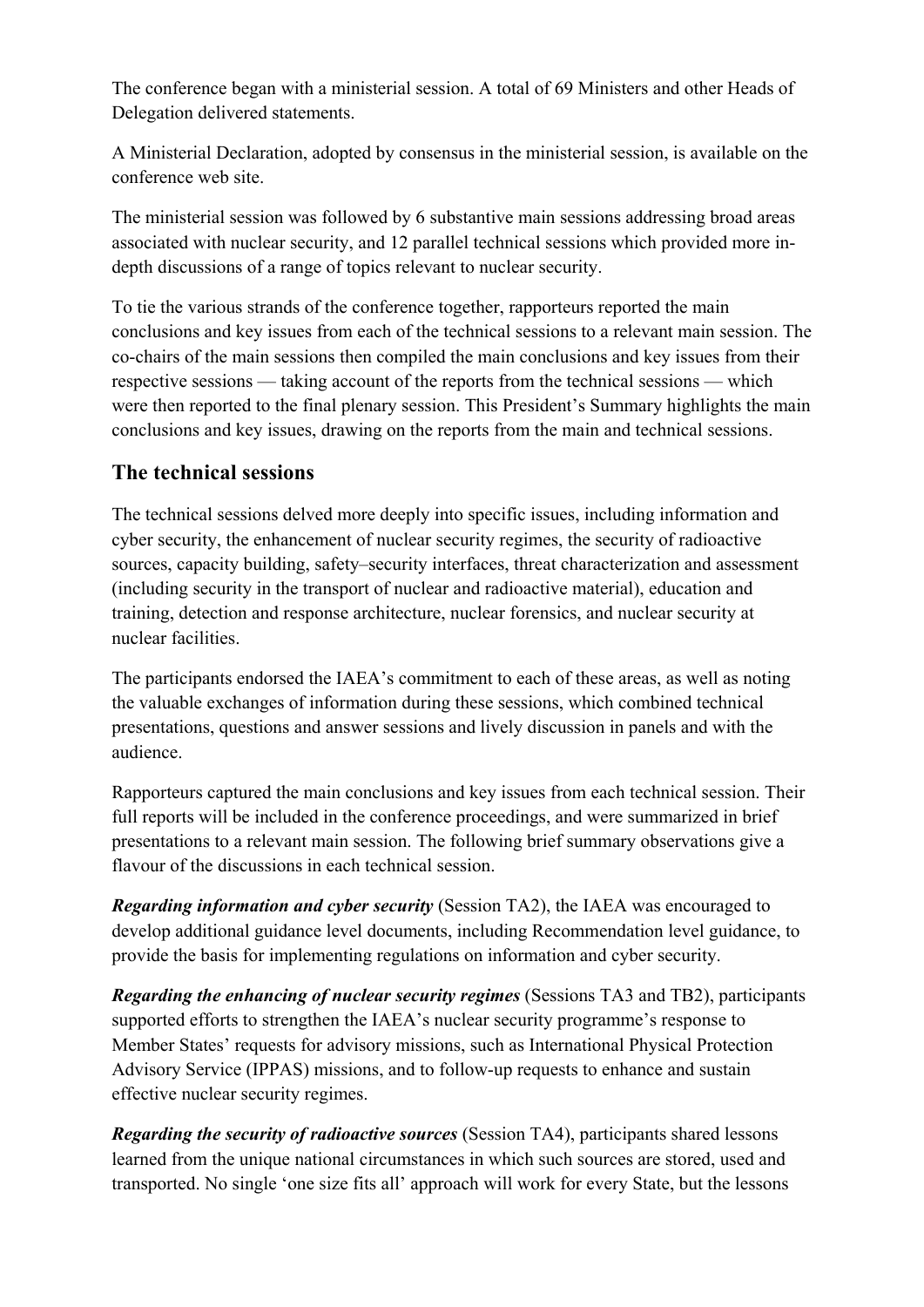The conference began with a ministerial session. A total of 69 Ministers and other Heads of Delegation delivered statements.

A Ministerial Declaration, adopted by consensus in the ministerial session, is available on the conference web site.

The ministerial session was followed by 6 substantive main sessions addressing broad areas associated with nuclear security, and 12 parallel technical sessions which provided more in-depth discussions of a range of topics relevant to nuclear security.

To tie the various strands of the conference together, rapporteurs reported the main conclusions and key issues from each of the technical sessions to a relevant main session. The co-chairs of the main sessions then compiled the main conclusions and key issues from their respective sessions — taking account of the reports from the technical sessions — which were then reported to the final plenary session. This President's Summary highlights the main conclusions and key issues, drawing on the reports from the main and technical sessions.

## The technical sessions

The technical sessions delved more deeply into specific issues, including information and cyber security, the enhancement of nuclear security regimes, the security of radioactive sources, capacity building, safety–security interfaces, threat characterization and assessment (including security in the transport of nuclear and radioactive material), education and training, detection and response architecture, nuclear forensics, and nuclear security at nuclear facilities.

The participants endorsed the IAEA's commitment to each of these areas, as well as noting the valuable exchanges of information during these sessions, which combined technical presentations, questions and answer sessions and lively discussion in panels and with the audience.

Rapporteurs captured the main conclusions and key issues from each technical session. Their full reports will be included in the conference proceedings, and were summarized in brief presentations to a relevant main session. The following brief summary observations give a flavour of the discussions in each technical session.

***Regarding information and cyber security*** (Session TA2), the IAEA was encouraged to develop additional guidance level documents, including Recommendation level guidance, to provide the basis for implementing regulations on information and cyber security.

***Regarding the enhancing of nuclear security regimes*** (Sessions TA3 and TB2), participants supported efforts to strengthen the IAEA's nuclear security programme's response to Member States' requests for advisory missions, such as International Physical Protection Advisory Service (IPPAS) missions, and to follow-up requests to enhance and sustain effective nuclear security regimes.

***Regarding the security of radioactive sources*** (Session TA4), participants shared lessons learned from the unique national circumstances in which such sources are stored, used and transported. No single 'one size fits all' approach will work for every State, but the lessons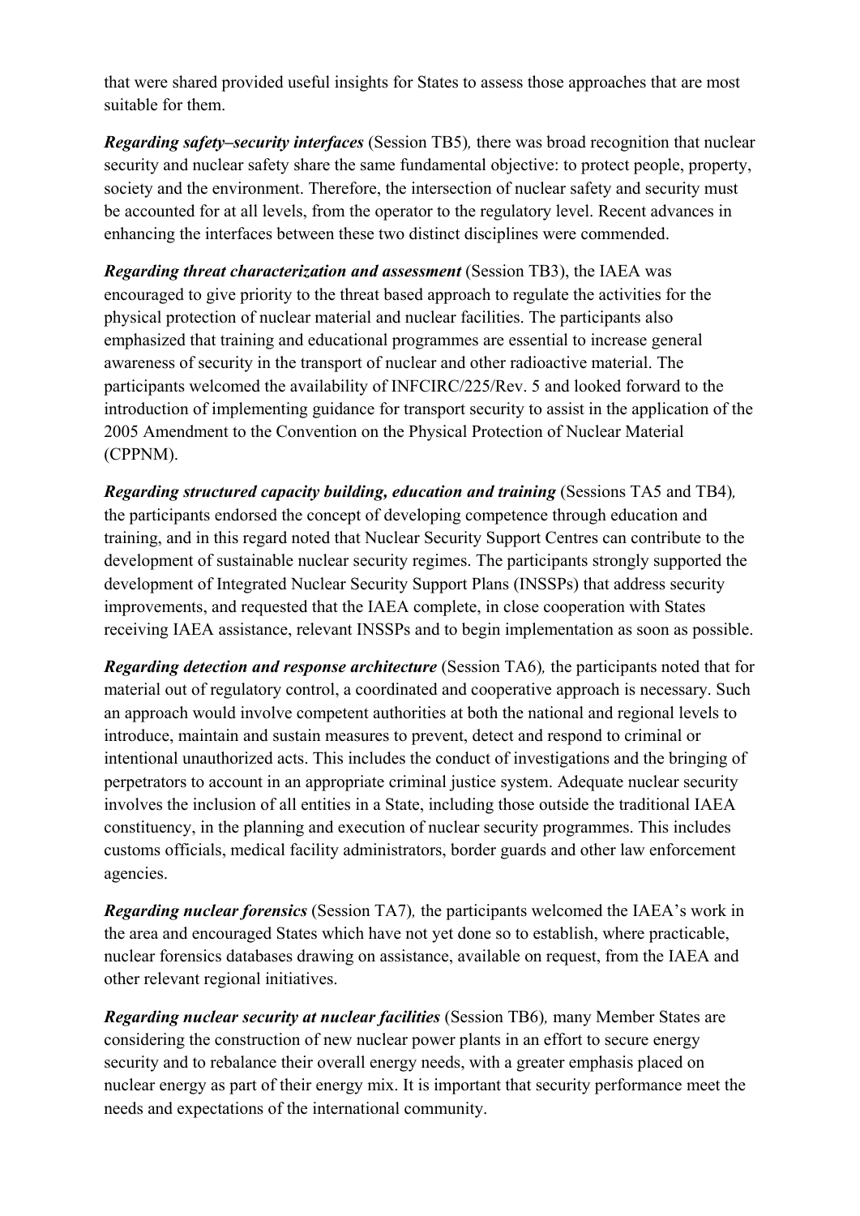that were shared provided useful insights for States to assess those approaches that are most suitable for them.

***Regarding safety–security interfaces*** (Session TB5)*,* there was broad recognition that nuclear security and nuclear safety share the same fundamental objective: to protect people, property, society and the environment. Therefore, the intersection of nuclear safety and security must be accounted for at all levels, from the operator to the regulatory level. Recent advances in enhancing the interfaces between these two distinct disciplines were commended.

***Regarding threat characterization and assessment*** (Session TB3), the IAEA was encouraged to give priority to the threat based approach to regulate the activities for the physical protection of nuclear material and nuclear facilities. The participants also emphasized that training and educational programmes are essential to increase general awareness of security in the transport of nuclear and other radioactive material. The participants welcomed the availability of INFCIRC/225/Rev. 5 and looked forward to the introduction of implementing guidance for transport security to assist in the application of the 2005 Amendment to the Convention on the Physical Protection of Nuclear Material (CPPNM).

***Regarding structured capacity building, education and training*** (Sessions TA5 and TB4)*,* the participants endorsed the concept of developing competence through education and training, and in this regard noted that Nuclear Security Support Centres can contribute to the development of sustainable nuclear security regimes. The participants strongly supported the development of Integrated Nuclear Security Support Plans (INSSPs) that address security improvements, and requested that the IAEA complete, in close cooperation with States receiving IAEA assistance, relevant INSSPs and to begin implementation as soon as possible.

***Regarding detection and response architecture*** (Session TA6)*,* the participants noted that for material out of regulatory control, a coordinated and cooperative approach is necessary. Such an approach would involve competent authorities at both the national and regional levels to introduce, maintain and sustain measures to prevent, detect and respond to criminal or intentional unauthorized acts. This includes the conduct of investigations and the bringing of perpetrators to account in an appropriate criminal justice system. Adequate nuclear security involves the inclusion of all entities in a State, including those outside the traditional IAEA constituency, in the planning and execution of nuclear security programmes. This includes customs officials, medical facility administrators, border guards and other law enforcement agencies.

***Regarding nuclear forensics*** (Session TA7)*,* the participants welcomed the IAEA's work in the area and encouraged States which have not yet done so to establish, where practicable, nuclear forensics databases drawing on assistance, available on request, from the IAEA and other relevant regional initiatives.

***Regarding nuclear security at nuclear facilities*** (Session TB6)*,* many Member States are considering the construction of new nuclear power plants in an effort to secure energy security and to rebalance their overall energy needs, with a greater emphasis placed on nuclear energy as part of their energy mix. It is important that security performance meet the needs and expectations of the international community.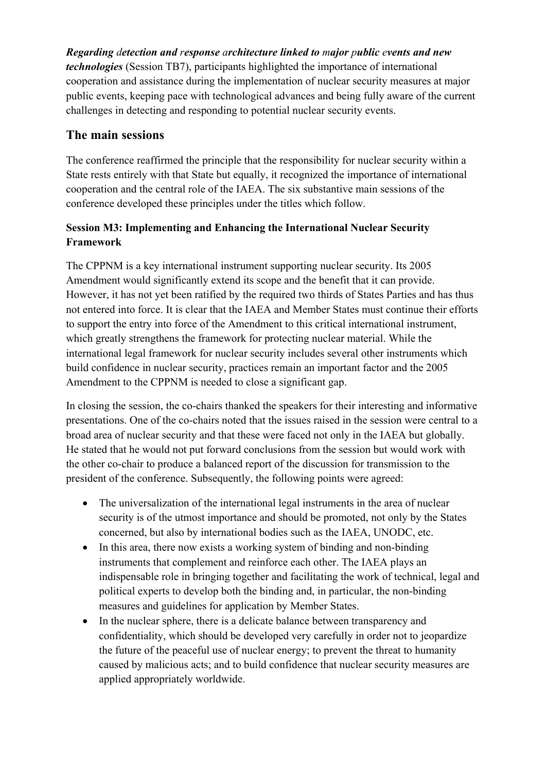***Regarding detection and response architecture linked to major public events and new technologies*** (Session TB7), participants highlighted the importance of international cooperation and assistance during the implementation of nuclear security measures at major public events, keeping pace with technological advances and being fully aware of the current challenges in detecting and responding to potential nuclear security events.

## The main sessions

The conference reaffirmed the principle that the responsibility for nuclear security within a State rests entirely with that State but equally, it recognized the importance of international cooperation and the central role of the IAEA. The six substantive main sessions of the conference developed these principles under the titles which follow.

### Session M3: Implementing and Enhancing the International Nuclear Security Framework

The CPPNM is a key international instrument supporting nuclear security. Its 2005 Amendment would significantly extend its scope and the benefit that it can provide. However, it has not yet been ratified by the required two thirds of States Parties and has thus not entered into force. It is clear that the IAEA and Member States must continue their efforts to support the entry into force of the Amendment to this critical international instrument, which greatly strengthens the framework for protecting nuclear material. While the international legal framework for nuclear security includes several other instruments which build confidence in nuclear security, practices remain an important factor and the 2005 Amendment to the CPPNM is needed to close a significant gap.

In closing the session, the co-chairs thanked the speakers for their interesting and informative presentations. One of the co-chairs noted that the issues raised in the session were central to a broad area of nuclear security and that these were faced not only in the IAEA but globally. He stated that he would not put forward conclusions from the session but would work with the other co-chair to produce a balanced report of the discussion for transmission to the president of the conference. Subsequently, the following points were agreed:

- The universalization of the international legal instruments in the area of nuclear security is of the utmost importance and should be promoted, not only by the States concerned, but also by international bodies such as the IAEA, UNODC, etc.
- In this area, there now exists a working system of binding and non-binding instruments that complement and reinforce each other. The IAEA plays an indispensable role in bringing together and facilitating the work of technical, legal and political experts to develop both the binding and, in particular, the non-binding measures and guidelines for application by Member States.
- In the nuclear sphere, there is a delicate balance between transparency and confidentiality, which should be developed very carefully in order not to jeopardize the future of the peaceful use of nuclear energy; to prevent the threat to humanity caused by malicious acts; and to build confidence that nuclear security measures are applied appropriately worldwide.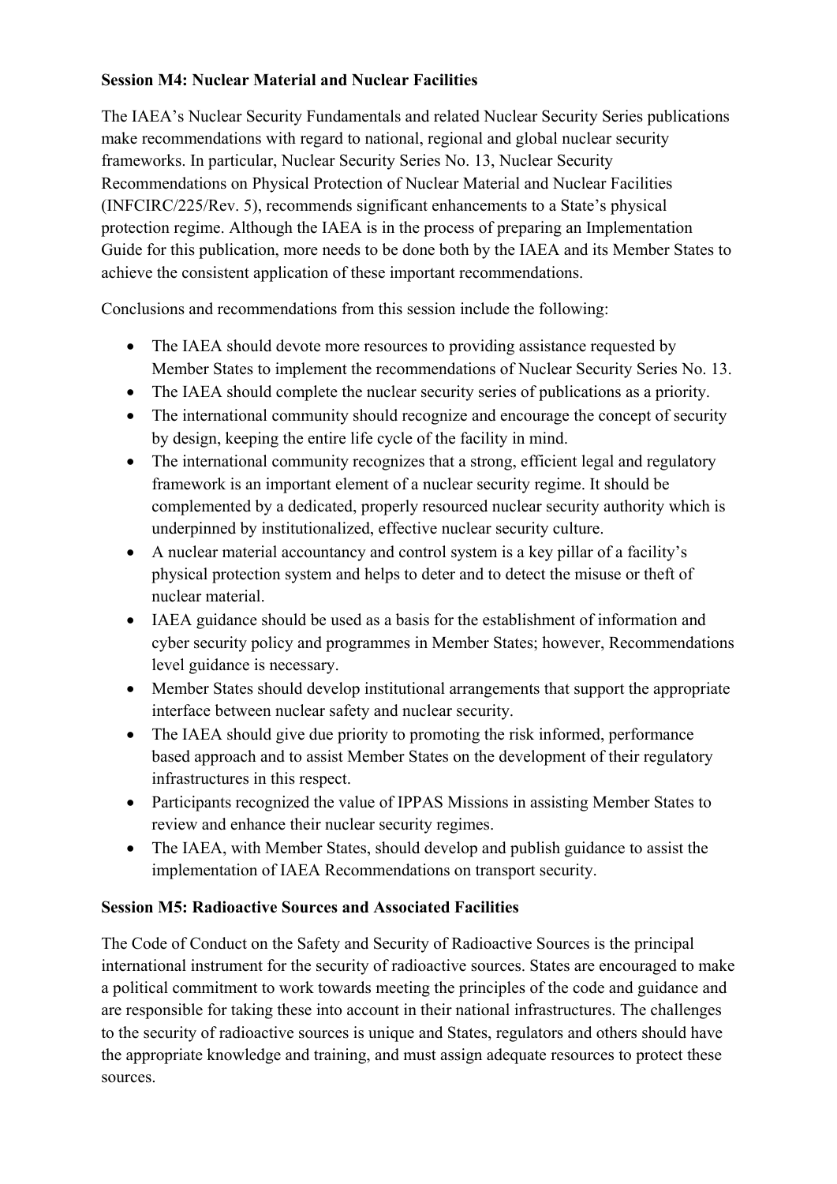**Session M4: Nuclear Material and Nuclear Facilities**

The IAEA's Nuclear Security Fundamentals and related Nuclear Security Series publications make recommendations with regard to national, regional and global nuclear security frameworks. In particular, Nuclear Security Series No. 13, Nuclear Security Recommendations on Physical Protection of Nuclear Material and Nuclear Facilities (INFCIRC/225/Rev. 5), recommends significant enhancements to a State's physical protection regime. Although the IAEA is in the process of preparing an Implementation Guide for this publication, more needs to be done both by the IAEA and its Member States to achieve the consistent application of these important recommendations.

Conclusions and recommendations from this session include the following:

- The IAEA should devote more resources to providing assistance requested by Member States to implement the recommendations of Nuclear Security Series No. 13.
- The IAEA should complete the nuclear security series of publications as a priority.
- The international community should recognize and encourage the concept of security by design, keeping the entire life cycle of the facility in mind.
- The international community recognizes that a strong, efficient legal and regulatory framework is an important element of a nuclear security regime. It should be complemented by a dedicated, properly resourced nuclear security authority which is underpinned by institutionalized, effective nuclear security culture.
- A nuclear material accountancy and control system is a key pillar of a facility's physical protection system and helps to deter and to detect the misuse or theft of nuclear material.
- IAEA guidance should be used as a basis for the establishment of information and cyber security policy and programmes in Member States; however, Recommendations level guidance is necessary.
- Member States should develop institutional arrangements that support the appropriate interface between nuclear safety and nuclear security.
- The IAEA should give due priority to promoting the risk informed, performance based approach and to assist Member States on the development of their regulatory infrastructures in this respect.
- Participants recognized the value of IPPAS Missions in assisting Member States to review and enhance their nuclear security regimes.
- The IAEA, with Member States, should develop and publish guidance to assist the implementation of IAEA Recommendations on transport security.

**Session M5: Radioactive Sources and Associated Facilities**

The Code of Conduct on the Safety and Security of Radioactive Sources is the principal international instrument for the security of radioactive sources. States are encouraged to make a political commitment to work towards meeting the principles of the code and guidance and are responsible for taking these into account in their national infrastructures. The challenges to the security of radioactive sources is unique and States, regulators and others should have the appropriate knowledge and training, and must assign adequate resources to protect these sources.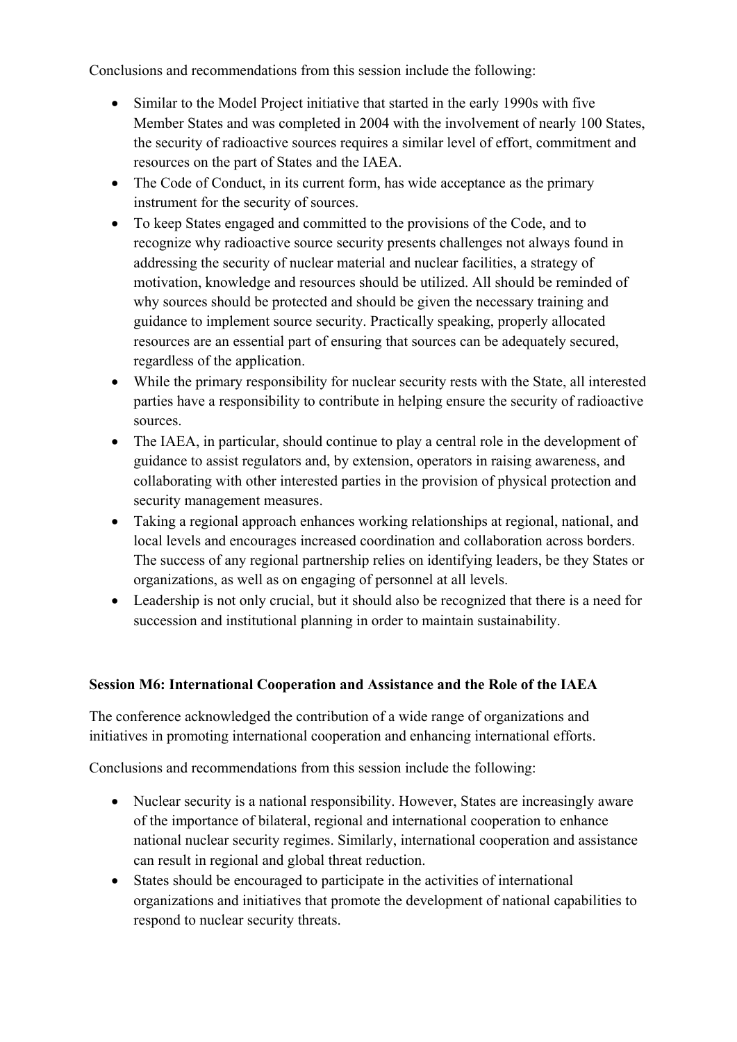Conclusions and recommendations from this session include the following:

- Similar to the Model Project initiative that started in the early 1990s with five Member States and was completed in 2004 with the involvement of nearly 100 States, the security of radioactive sources requires a similar level of effort, commitment and resources on the part of States and the IAEA.
- The Code of Conduct, in its current form, has wide acceptance as the primary instrument for the security of sources.
- To keep States engaged and committed to the provisions of the Code, and to recognize why radioactive source security presents challenges not always found in addressing the security of nuclear material and nuclear facilities, a strategy of motivation, knowledge and resources should be utilized. All should be reminded of why sources should be protected and should be given the necessary training and guidance to implement source security. Practically speaking, properly allocated resources are an essential part of ensuring that sources can be adequately secured, regardless of the application.
- While the primary responsibility for nuclear security rests with the State, all interested parties have a responsibility to contribute in helping ensure the security of radioactive sources.
- The IAEA, in particular, should continue to play a central role in the development of guidance to assist regulators and, by extension, operators in raising awareness, and collaborating with other interested parties in the provision of physical protection and security management measures.
- Taking a regional approach enhances working relationships at regional, national, and local levels and encourages increased coordination and collaboration across borders. The success of any regional partnership relies on identifying leaders, be they States or organizations, as well as on engaging of personnel at all levels.
- Leadership is not only crucial, but it should also be recognized that there is a need for succession and institutional planning in order to maintain sustainability.

**Session M6: International Cooperation and Assistance and the Role of the IAEA**

The conference acknowledged the contribution of a wide range of organizations and initiatives in promoting international cooperation and enhancing international efforts.

Conclusions and recommendations from this session include the following:

- Nuclear security is a national responsibility. However, States are increasingly aware of the importance of bilateral, regional and international cooperation to enhance national nuclear security regimes. Similarly, international cooperation and assistance can result in regional and global threat reduction.
- States should be encouraged to participate in the activities of international organizations and initiatives that promote the development of national capabilities to respond to nuclear security threats.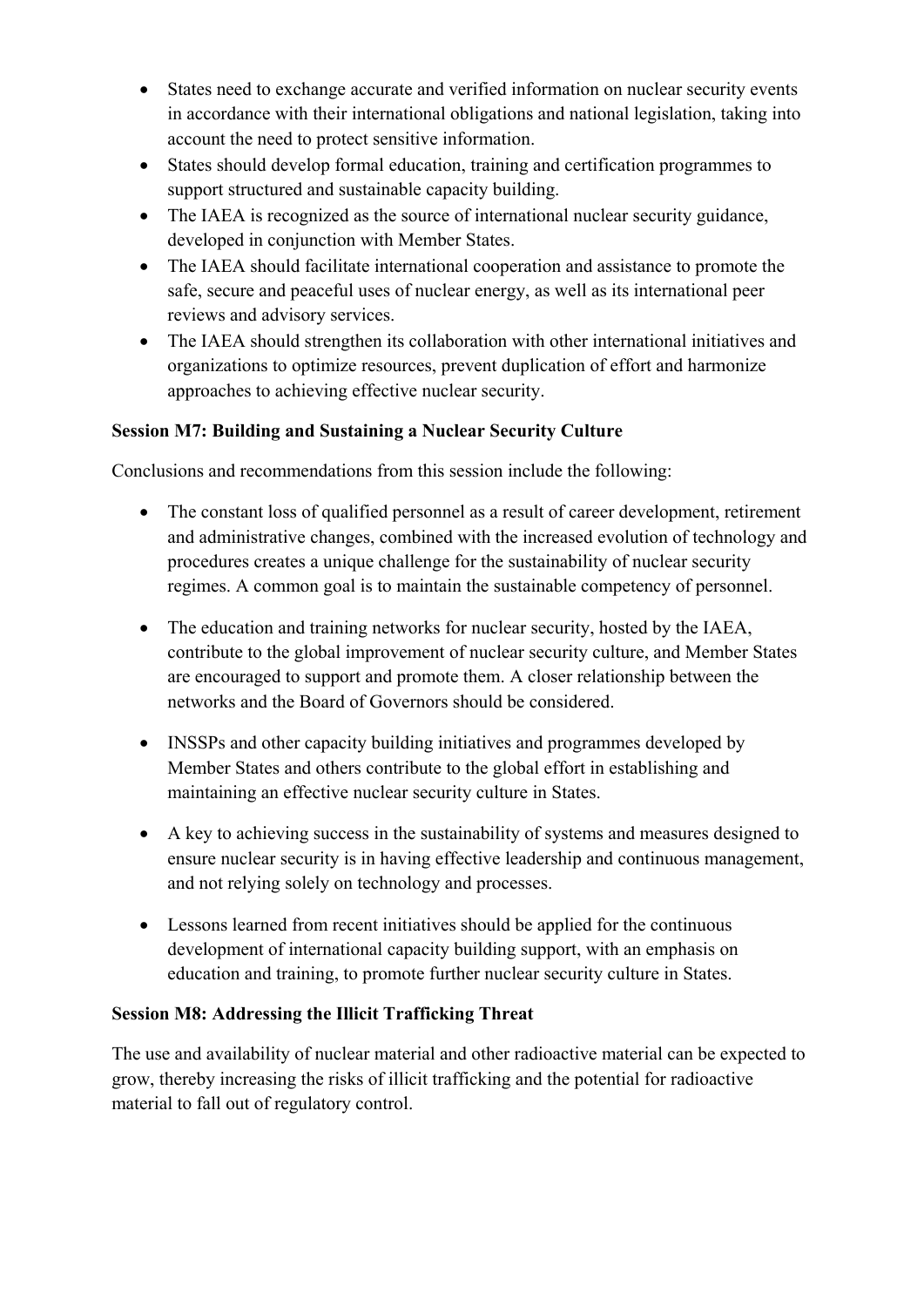- States need to exchange accurate and verified information on nuclear security events in accordance with their international obligations and national legislation, taking into account the need to protect sensitive information.
- States should develop formal education, training and certification programmes to support structured and sustainable capacity building.
- The IAEA is recognized as the source of international nuclear security guidance, developed in conjunction with Member States.
- The IAEA should facilitate international cooperation and assistance to promote the safe, secure and peaceful uses of nuclear energy, as well as its international peer reviews and advisory services.
- The IAEA should strengthen its collaboration with other international initiatives and organizations to optimize resources, prevent duplication of effort and harmonize approaches to achieving effective nuclear security.

**Session M7: Building and Sustaining a Nuclear Security Culture**

Conclusions and recommendations from this session include the following:

- The constant loss of qualified personnel as a result of career development, retirement and administrative changes, combined with the increased evolution of technology and procedures creates a unique challenge for the sustainability of nuclear security regimes. A common goal is to maintain the sustainable competency of personnel.

- The education and training networks for nuclear security, hosted by the IAEA, contribute to the global improvement of nuclear security culture, and Member States are encouraged to support and promote them. A closer relationship between the networks and the Board of Governors should be considered.

- INSSPs and other capacity building initiatives and programmes developed by Member States and others contribute to the global effort in establishing and maintaining an effective nuclear security culture in States.

- A key to achieving success in the sustainability of systems and measures designed to ensure nuclear security is in having effective leadership and continuous management, and not relying solely on technology and processes.

- Lessons learned from recent initiatives should be applied for the continuous development of international capacity building support, with an emphasis on education and training, to promote further nuclear security culture in States.

**Session M8: Addressing the Illicit Trafficking Threat**

The use and availability of nuclear material and other radioactive material can be expected to grow, thereby increasing the risks of illicit trafficking and the potential for radioactive material to fall out of regulatory control.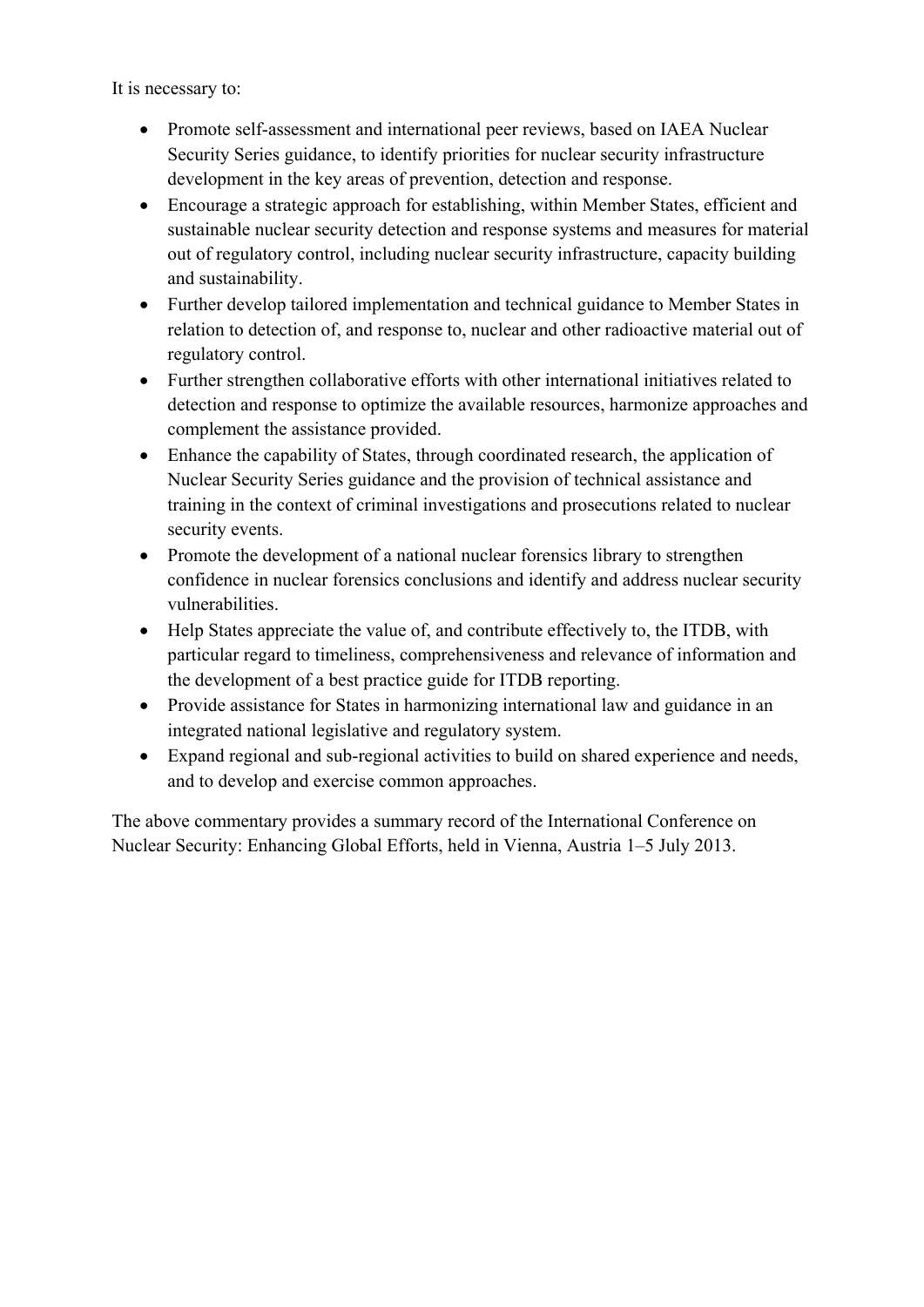It is necessary to:

- Promote self-assessment and international peer reviews, based on IAEA Nuclear Security Series guidance, to identify priorities for nuclear security infrastructure development in the key areas of prevention, detection and response.
- Encourage a strategic approach for establishing, within Member States, efficient and sustainable nuclear security detection and response systems and measures for material out of regulatory control, including nuclear security infrastructure, capacity building and sustainability.
- Further develop tailored implementation and technical guidance to Member States in relation to detection of, and response to, nuclear and other radioactive material out of regulatory control.
- Further strengthen collaborative efforts with other international initiatives related to detection and response to optimize the available resources, harmonize approaches and complement the assistance provided.
- Enhance the capability of States, through coordinated research, the application of Nuclear Security Series guidance and the provision of technical assistance and training in the context of criminal investigations and prosecutions related to nuclear security events.
- Promote the development of a national nuclear forensics library to strengthen confidence in nuclear forensics conclusions and identify and address nuclear security vulnerabilities.
- Help States appreciate the value of, and contribute effectively to, the ITDB, with particular regard to timeliness, comprehensiveness and relevance of information and the development of a best practice guide for ITDB reporting.
- Provide assistance for States in harmonizing international law and guidance in an integrated national legislative and regulatory system.
- Expand regional and sub-regional activities to build on shared experience and needs, and to develop and exercise common approaches.

The above commentary provides a summary record of the International Conference on Nuclear Security: Enhancing Global Efforts, held in Vienna, Austria 1–5 July 2013.